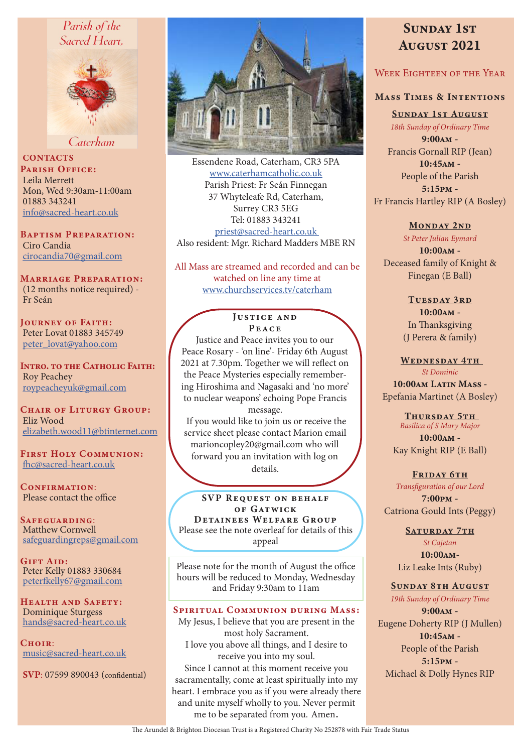Parish of the Sacred Heart, Caterham

## CONTACTS

**PARISH OFFICE:**
Leila Merrett
Mon, Wed 9:30am-11:00am
01883 343241
info@sacred-heart.co.uk

**BAPTISM PREPARATION:**
Ciro Candia
cirocandia70@gmail.com

**MARRIAGE PREPARATION:**
(12 months notice required) - Fr Seán

**JOURNEY OF FAITH:**
Peter Lovat 01883 345749
peter_lovat@yahoo.com

**INTRO. TO THE CATHOLIC FAITH:**
Roy Peachey
roypeacheyuk@gmail.com

**CHAIR OF LITURGY GROUP:**
Eliz Wood
elizabeth.wood11@btinternet.com

**FIRST HOLY COMMUNION:**
fhc@sacred-heart.co.uk

**CONFIRMATION:**
Please contact the office

**SAFEGUARDING:**
Matthew Cornwell
safeguardingreps@gmail.com

**GIFT AID:**
Peter Kelly 01883 330684
peterfkelly67@gmail.com

**HEALTH AND SAFETY:**
Dominique Sturgess
hands@sacred-heart.co.uk

**CHOIR:**
music@sacred-heart.co.uk

**SVP**: 07599 890043 (confidential)

Essendene Road, Caterham, CR3 5PA
www.caterhamcatholic.co.uk
Parish Priest: Fr Seán Finnegan
37 Whyteleafe Rd, Caterham,
Surrey CR3 5EG
Tel: 01883 343241
priest@sacred-heart.co.uk
Also resident: Mgr. Richard Madders MBE RN

All Mass are streamed and recorded and can be watched on line any time at www.churchservices.tv/caterham

### JUSTICE AND PEACE

Justice and Peace invites you to our Peace Rosary - 'on line'- Friday 6th August 2021 at 7.30pm. Together we will reflect on the Peace Mysteries especially remembering Hiroshima and Nagasaki and 'no more' to nuclear weapons' echoing Pope Francis message.
If you would like to join us or receive the service sheet please contact Marion email marioncopley20@gmail.com who will forward you an invitation with log on details.

### SVP REQUEST ON BEHALF OF GATWICK DETAINEES WELFARE GROUP

Please see the note overleaf for details of this appeal

Please note for the month of August the office hours will be reduced to Monday, Wednesday and Friday 9:30am to 11am

### SPIRITUAL COMMUNION DURING MASS:

My Jesus, I believe that you are present in the most holy Sacrament.
I love you above all things, and I desire to receive you into my soul.
Since I cannot at this moment receive you sacramentally, come at least spiritually into my heart. I embrace you as if you were already there and unite myself wholly to you. Never permit me to be separated from you. Amen.

# SUNDAY 1ST AUGUST 2021

## WEEK EIGHTEEN OF THE YEAR

### MASS TIMES & INTENTIONS

**SUNDAY 1ST AUGUST**
*18th Sunday of Ordinary Time*
**9:00AM** -
Francis Gornall RIP (Jean)
**10:45AM** -
People of the Parish
**5:15PM** -
Fr Francis Hartley RIP (A Bosley)

**MONDAY 2ND**
*St Peter Julian Eymard*
**10:00AM** -
Deceased family of Knight & Finegan (E Ball)

**TUESDAY 3RD**
**10:00AM** -
In Thanksgiving
(J Perera & family)

**WEDNESDAY 4TH**
*St Dominic*
**10:00AM LATIN MASS** -
Epefania Martinet (A Bosley)

**THURSDAY 5TH**
*Basilica of S Mary Major*
**10:00AM** -
Kay Knight RIP (E Ball)

**FRIDAY 6TH**
*Transfiguration of our Lord*
**7:00PM** -
Catriona Gould Ints (Peggy)

**SATURDAY 7TH**
*St Cajetan*
**10:00AM**-
Liz Leake Ints (Ruby)

**SUNDAY 8TH AUGUST**
*19th Sunday of Ordinary Time*
**9:00AM** -
Eugene Doherty RIP (J Mullen)
**10:45AM** -
People of the Parish
**5:15PM** -
Michael & Dolly Hynes RIP

The Arundel & Brighton Diocesan Trust is a Registered Charity No 252878 with Fair Trade Status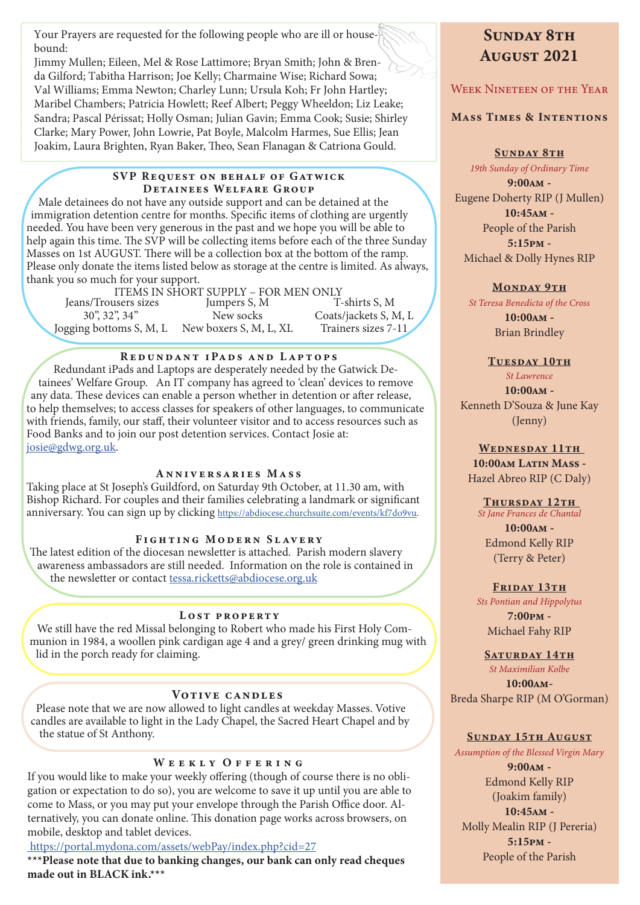Your Prayers are requested for the following people who are ill or housebound:

Jimmy Mullen; Eileen, Mel & Rose Lattimore; Bryan Smith; John & Brenda Gilford; Tabitha Harrison; Joe Kelly; Charmaine Wise; Richard Sowa; Val Williams; Emma Newton; Charley Lunn; Ursula Koh; Fr John Hartley; Maribel Chambers; Patricia Howlett; Reef Albert; Peggy Wheeldon; Liz Leake; Sandra; Pascal Périssat; Holly Osman; Julian Gavin; Emma Cook; Susie; Shirley Clarke; Mary Power, John Lowrie, Pat Boyle, Malcolm Harmes, Sue Ellis; Jean Joakim, Laura Brighten, Ryan Baker, Theo, Sean Flanagan & Catriona Gould.

## SVP Request on behalf of Gatwick Detainees Welfare Group

Male detainees do not have any outside support and can be detained at the immigration detention centre for months. Specific items of clothing are urgently needed. You have been very generous in the past and we hope you will be able to help again this time. The SVP will be collecting items before each of the three Sunday Masses on 1st AUGUST. There will be a collection box at the bottom of the ramp. Please only donate the items listed below as storage at the centre is limited. As always, thank you so much for your support.

ITEMS IN SHORT SUPPLY – FOR MEN ONLY

| | | |
|---|---|---|
| Jeans/Trousers sizes 30", 32", 34" | Jumpers S, M | T-shirts S, M |
| | New socks | Coats/jackets S, M, L |
| Jogging bottoms S, M, L | New boxers S, M, L, XL | Trainers sizes 7-11 |

## Redundant iPads and Laptops

Redundant iPads and Laptops are desperately needed by the Gatwick Detainees' Welfare Group. An IT company has agreed to 'clean' devices to remove any data. These devices can enable a person whether in detention or after release, to help themselves; to access classes for speakers of other languages, to communicate with friends, family, our staff, their volunteer visitor and to access resources such as Food Banks and to join our post detention services. Contact Josie at: josie@gdwg.org.uk.

## Anniversaries Mass

Taking place at St Joseph's Guildford, on Saturday 9th October, at 11.30 am, with Bishop Richard. For couples and their families celebrating a landmark or significant anniversary. You can sign up by clicking https://abdiocese.churchsuite.com/events/kf7do9vu.

## Fighting Modern Slavery

The latest edition of the diocesan newsletter is attached. Parish modern slavery awareness ambassadors are still needed. Information on the role is contained in the newsletter or contact tessa.ricketts@abdiocese.org.uk

## Lost property

We still have the red Missal belonging to Robert who made his First Holy Communion in 1984, a woollen pink cardigan age 4 and a grey/ green drinking mug with lid in the porch ready for claiming.

## Votive candles

Please note that we are now allowed to light candles at weekday Masses. Votive candles are available to light in the Lady Chapel, the Sacred Heart Chapel and by the statue of St Anthony.

## Weekly Offering

If you would like to make your weekly offering (though of course there is no obligation or expectation to do so), you are welcome to save it up until you are able to come to Mass, or you may put your envelope through the Parish Office door. Alternatively, you can donate online. This donation page works across browsers, on mobile, desktop and tablet devices.

https://portal.mydona.com/assets/webPay/index.php?cid=27

**\*\*\*Please note that due to banking changes, our bank can only read cheques made out in BLACK ink.\*\*\***

# Sunday 8th August 2021

## Week Nineteen of the Year

## Mass Times & Intentions

**Sunday 8th**
*19th Sunday of Ordinary Time*
**9:00am** - Eugene Doherty RIP (J Mullen)
**10:45am** - People of the Parish
**5:15pm** - Michael & Dolly Hynes RIP

**Monday 9th**
*St Teresa Benedicta of the Cross*
**10:00am** - Brian Brindley

**Tuesday 10th**
*St Lawrence*
**10:00am** - Kenneth D'Souza & June Kay (Jenny)

**Wednesday 11th**
**10:00am Latin Mass** - Hazel Abreo RIP (C Daly)

**Thursday 12th**
*St Jane Frances de Chantal*
**10:00am** - Edmond Kelly RIP (Terry & Peter)

**Friday 13th**
*Sts Pontian and Hippolytus*
**7:00pm** - Michael Fahy RIP

**Saturday 14th**
*St Maximilian Kolbe*
**10:00am**- Breda Sharpe RIP (M O'Gorman)

**Sunday 15th August**
*Assumption of the Blessed Virgin Mary*
**9:00am** - Edmond Kelly RIP (Joakim family)
**10:45am** - Molly Mealin RIP (J Pereria)
**5:15pm** - People of the Parish